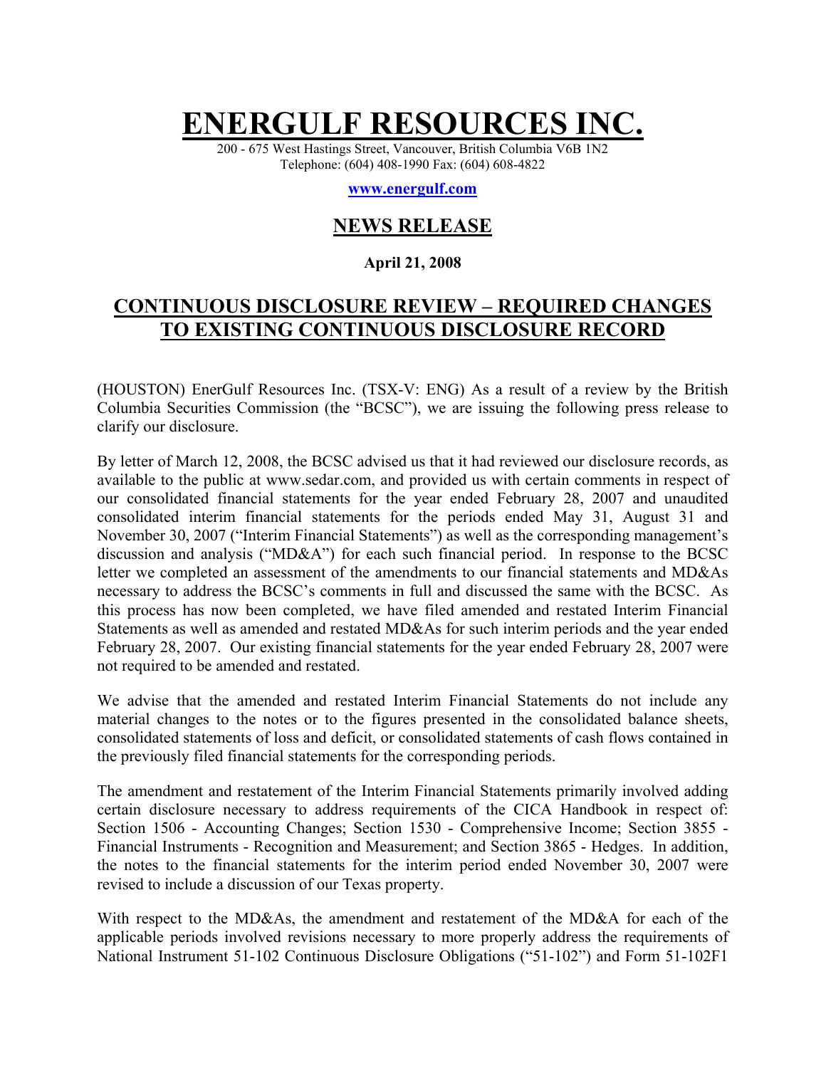# ENERGULF RESOURCES INC.

200 - 675 West Hastings Street, Vancouver, British Columbia V6B 1N2
Telephone: (604) 408-1990 Fax: (604) 608-4822

**www.energulf.com**

## NEWS RELEASE

**April 21, 2008**

## CONTINUOUS DISCLOSURE REVIEW – REQUIRED CHANGES TO EXISTING CONTINUOUS DISCLOSURE RECORD

(HOUSTON) EnerGulf Resources Inc. (TSX-V: ENG) As a result of a review by the British Columbia Securities Commission (the "BCSC"), we are issuing the following press release to clarify our disclosure.

By letter of March 12, 2008, the BCSC advised us that it had reviewed our disclosure records, as available to the public at www.sedar.com, and provided us with certain comments in respect of our consolidated financial statements for the year ended February 28, 2007 and unaudited consolidated interim financial statements for the periods ended May 31, August 31 and November 30, 2007 ("Interim Financial Statements") as well as the corresponding management's discussion and analysis ("MD&A") for each such financial period. In response to the BCSC letter we completed an assessment of the amendments to our financial statements and MD&As necessary to address the BCSC's comments in full and discussed the same with the BCSC. As this process has now been completed, we have filed amended and restated Interim Financial Statements as well as amended and restated MD&As for such interim periods and the year ended February 28, 2007. Our existing financial statements for the year ended February 28, 2007 were not required to be amended and restated.

We advise that the amended and restated Interim Financial Statements do not include any material changes to the notes or to the figures presented in the consolidated balance sheets, consolidated statements of loss and deficit, or consolidated statements of cash flows contained in the previously filed financial statements for the corresponding periods.

The amendment and restatement of the Interim Financial Statements primarily involved adding certain disclosure necessary to address requirements of the CICA Handbook in respect of: Section 1506 - Accounting Changes; Section 1530 - Comprehensive Income; Section 3855 - Financial Instruments - Recognition and Measurement; and Section 3865 - Hedges. In addition, the notes to the financial statements for the interim period ended November 30, 2007 were revised to include a discussion of our Texas property.

With respect to the MD&As, the amendment and restatement of the MD&A for each of the applicable periods involved revisions necessary to more properly address the requirements of National Instrument 51-102 Continuous Disclosure Obligations ("51-102") and Form 51-102F1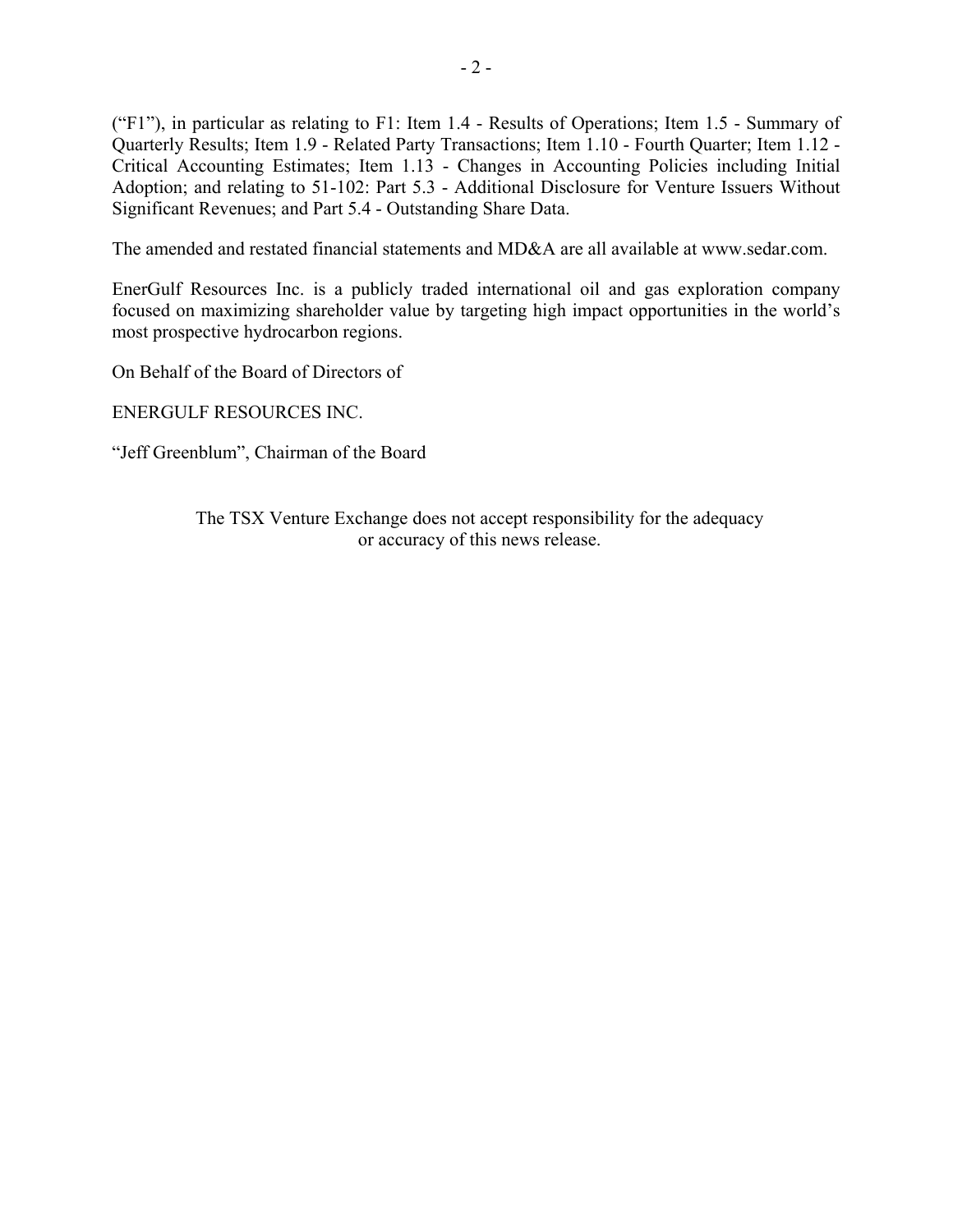(“F1”), in particular as relating to F1: Item 1.4 - Results of Operations; Item 1.5 - Summary of Quarterly Results; Item 1.9 - Related Party Transactions; Item 1.10 - Fourth Quarter; Item 1.12 - Critical Accounting Estimates; Item 1.13 - Changes in Accounting Policies including Initial Adoption; and relating to 51-102: Part 5.3 - Additional Disclosure for Venture Issuers Without Significant Revenues; and Part 5.4 - Outstanding Share Data.

The amended and restated financial statements and MD&A are all available at www.sedar.com.

EnerGulf Resources Inc. is a publicly traded international oil and gas exploration company focused on maximizing shareholder value by targeting high impact opportunities in the world’s most prospective hydrocarbon regions.

On Behalf of the Board of Directors of

ENERGULF RESOURCES INC.

“Jeff Greenblum”, Chairman of the Board

The TSX Venture Exchange does not accept responsibility for the adequacy or accuracy of this news release.